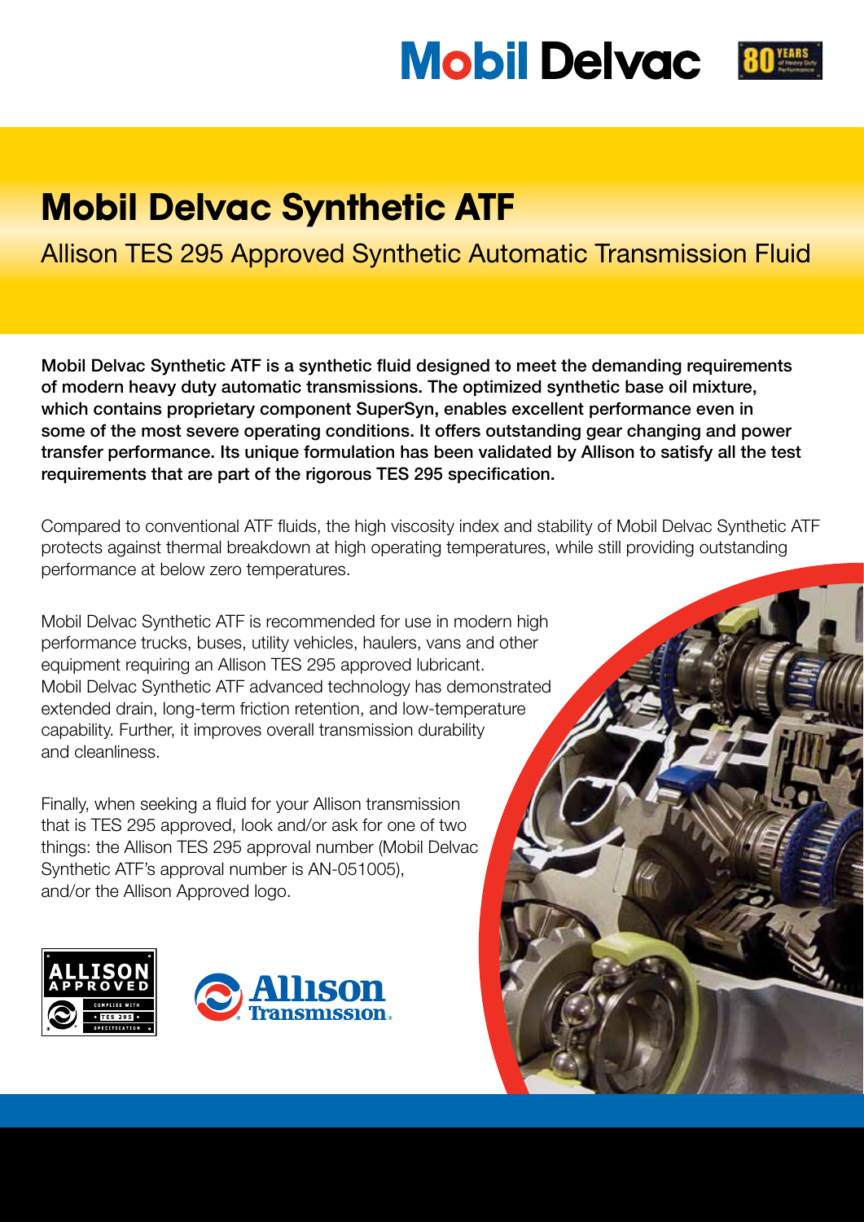# Mobil Delvac Synthetic ATF

## Allison TES 295 Approved Synthetic Automatic Transmission Fluid

**Mobil Delvac Synthetic ATF is a synthetic fluid designed to meet the demanding requirements of modern heavy duty automatic transmissions. The optimized synthetic base oil mixture, which contains proprietary component SuperSyn, enables excellent performance even in some of the most severe operating conditions. It offers outstanding gear changing and power transfer performance. Its unique formulation has been validated by Allison to satisfy all the test requirements that are part of the rigorous TES 295 specification.**

Compared to conventional ATF fluids, the high viscosity index and stability of Mobil Delvac Synthetic ATF protects against thermal breakdown at high operating temperatures, while still providing outstanding performance at below zero temperatures.

Mobil Delvac Synthetic ATF is recommended for use in modern high performance trucks, buses, utility vehicles, haulers, vans and other equipment requiring an Allison TES 295 approved lubricant. Mobil Delvac Synthetic ATF advanced technology has demonstrated extended drain, long-term friction retention, and low-temperature capability. Further, it improves overall transmission durability and cleanliness.

Finally, when seeking a fluid for your Allison transmission that is TES 295 approved, look and/or ask for one of two things: the Allison TES 295 approval number (Mobil Delvac Synthetic ATF's approval number is AN-051005), and/or the Allison Approved logo.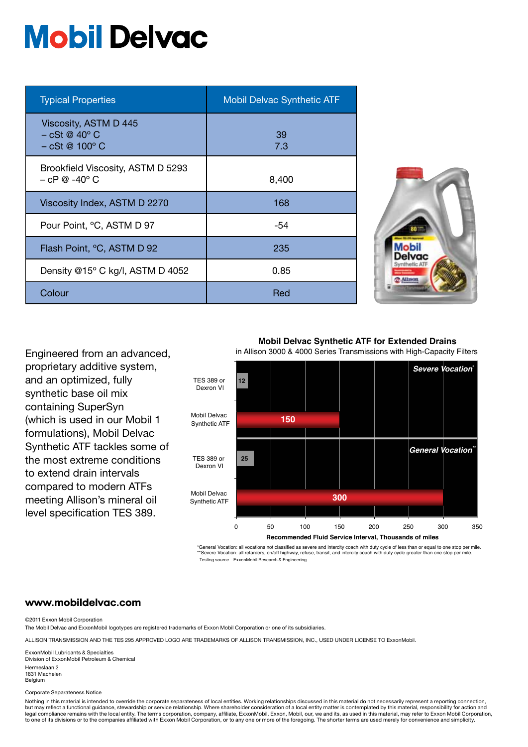# Mobil Delvac

| Typical Properties | Mobil Delvac Synthetic ATF |
|---|---|
| Viscosity, ASTM D 445<br>– cSt @ 40° C<br>– cSt @ 100° C | <br>39<br>7.3 |
| Brookfield Viscosity, ASTM D 5293<br>– cP @ -40° C | 8,400 |
| Viscosity Index, ASTM D 2270 | 168 |
| Pour Point, °C, ASTM D 97 | -54 |
| Flash Point, °C, ASTM D 92 | 235 |
| Density @15° C kg/l, ASTM D 4052 | 0.85 |
| Colour | Red |

Engineered from an advanced, proprietary additive system, and an optimized, fully synthetic base oil mix containing SuperSyn (which is used in our Mobil 1 formulations), Mobil Delvac Synthetic ATF tackles some of the most extreme conditions to extend drain intervals compared to modern ATFs meeting Allison's mineral oil level specification TES 389.

**Mobil Delvac Synthetic ATF for Extended Drains**
in Allison 3000 & 4000 Series Transmissions with High-Capacity Filters

*Severe Vocation*\*

TES 389 or Dexron VI
12

Mobil Delvac Synthetic ATF
150

*General Vocation*\*\*

TES 389 or Dexron VI
25

Mobil Delvac Synthetic ATF
300

0 50 100 150 200 250 300 350

**Recommended Fluid Service Interval, Thousands of miles**

\*General Vocation: all vocations not classified as severe and intercity coach with duty cycle of less than or equal to one stop per mile.
\*\*Severe Vocation: all retarders, on/off highway, refuse, transit, and intercity coach with duty cycle greater than one stop per mile.
Testing source – ExxonMobil Research & Engineering

**www.mobildelvac.com**

©2011 Exxon Mobil Corporation
The Mobil Delvac and ExxonMobil logotypes are registered trademarks of Exxon Mobil Corporation or one of its subsidiaries.

ALLISON TRANSMISSION AND THE TES 295 APPROVED LOGO ARE TRADEMARKS OF ALLISON TRANSMISSION, INC., USED UNDER LICENSE TO ExxonMobil.

ExxonMobil Lubricants & Specialties
Division of ExxonMobil Petroleum & Chemical
Hermeslaan 2
1831 Machelen
Belgium

Corporate Separateness Notice

Nothing in this material is intended to override the corporate separateness of local entities. Working relationships discussed in this material do not necessarily represent a reporting connection, but may reflect a functional guidance, stewardship or service relationship. Where shareholder consideration of a local entity matter is contemplated by this material, responsibility for action and legal compliance remains with the local entity. The terms corporation, company, affiliate, ExxonMobil, Exxon, Mobil, our, we and its, as used in this material, may refer to Exxon Mobil Corporation, to one of its divisions or to the companies affiliated with Exxon Mobil Corporation, or to any one or more of the foregoing. The shorter terms are used merely for convenience and simplicity.